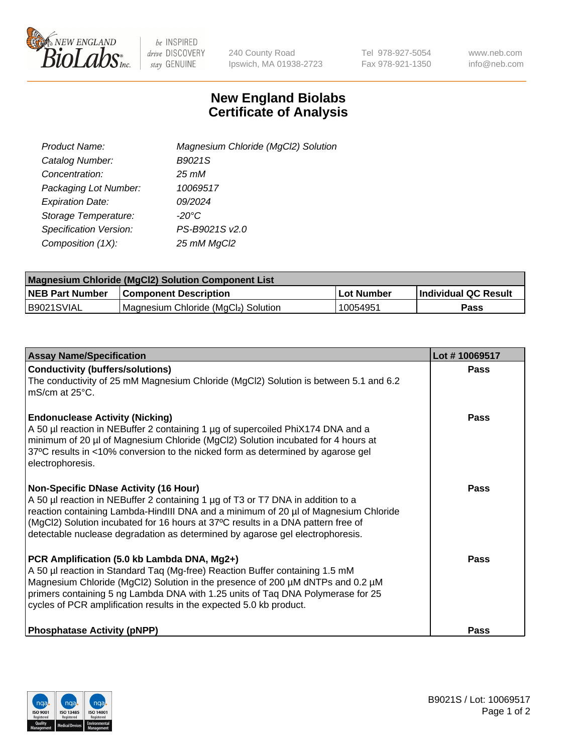240 County Road
Ipswich, MA 01938-2723

Tel 978-927-5054
Fax 978-921-1350

www.neb.com
info@neb.com

# New England Biolabs
# Certificate of Analysis

| | |
|---|---|
| *Product Name:* | *Magnesium Chloride (MgCl2) Solution* |
| *Catalog Number:* | *B9021S* |
| *Concentration:* | *25 mM* |
| *Packaging Lot Number:* | *10069517* |
| *Expiration Date:* | *09/2024* |
| *Storage Temperature:* | *-20°C* |
| *Specification Version:* | *PS-B9021S v2.0* |
| *Composition (1X):* | *25 mM MgCl2* |

| Magnesium Chloride (MgCl2) Solution Component List | | | |
|---|---|---|---|
| **NEB Part Number** | **Component Description** | **Lot Number** | **Individual QC Result** |
| B9021SVIAL | Magnesium Chloride ($MgCl_2$) Solution | 10054951 | **Pass** |

| Assay Name/Specification | Lot # 10069517 |
|---|---|
| **Conductivity (buffers/solutions)**<br>The conductivity of 25 mM Magnesium Chloride (MgCl2) Solution is between 5.1 and 6.2 mS/cm at 25°C. | **Pass** |
| **Endonuclease Activity (Nicking)**<br>A 50 µl reaction in NEBuffer 2 containing 1 µg of supercoiled PhiX174 DNA and a minimum of 20 µl of Magnesium Chloride (MgCl2) Solution incubated for 4 hours at 37ºC results in <10% conversion to the nicked form as determined by agarose gel electrophoresis. | **Pass** |
| **Non-Specific DNase Activity (16 Hour)**<br>A 50 µl reaction in NEBuffer 2 containing 1 µg of T3 or T7 DNA in addition to a reaction containing Lambda-HindIII DNA and a minimum of 20 µl of Magnesium Chloride (MgCl2) Solution incubated for 16 hours at 37ºC results in a DNA pattern free of detectable nuclease degradation as determined by agarose gel electrophoresis. | **Pass** |
| **PCR Amplification (5.0 kb Lambda DNA, Mg2+)**<br>A 50 µl reaction in Standard Taq (Mg-free) Reaction Buffer containing 1.5 mM Magnesium Chloride (MgCl2) Solution in the presence of 200 µM dNTPs and 0.2 µM primers containing 5 ng Lambda DNA with 1.25 units of Taq DNA Polymerase for 25 cycles of PCR amplification results in the expected 5.0 kb product. | **Pass** |
| **Phosphatase Activity (pNPP)** | **Pass** |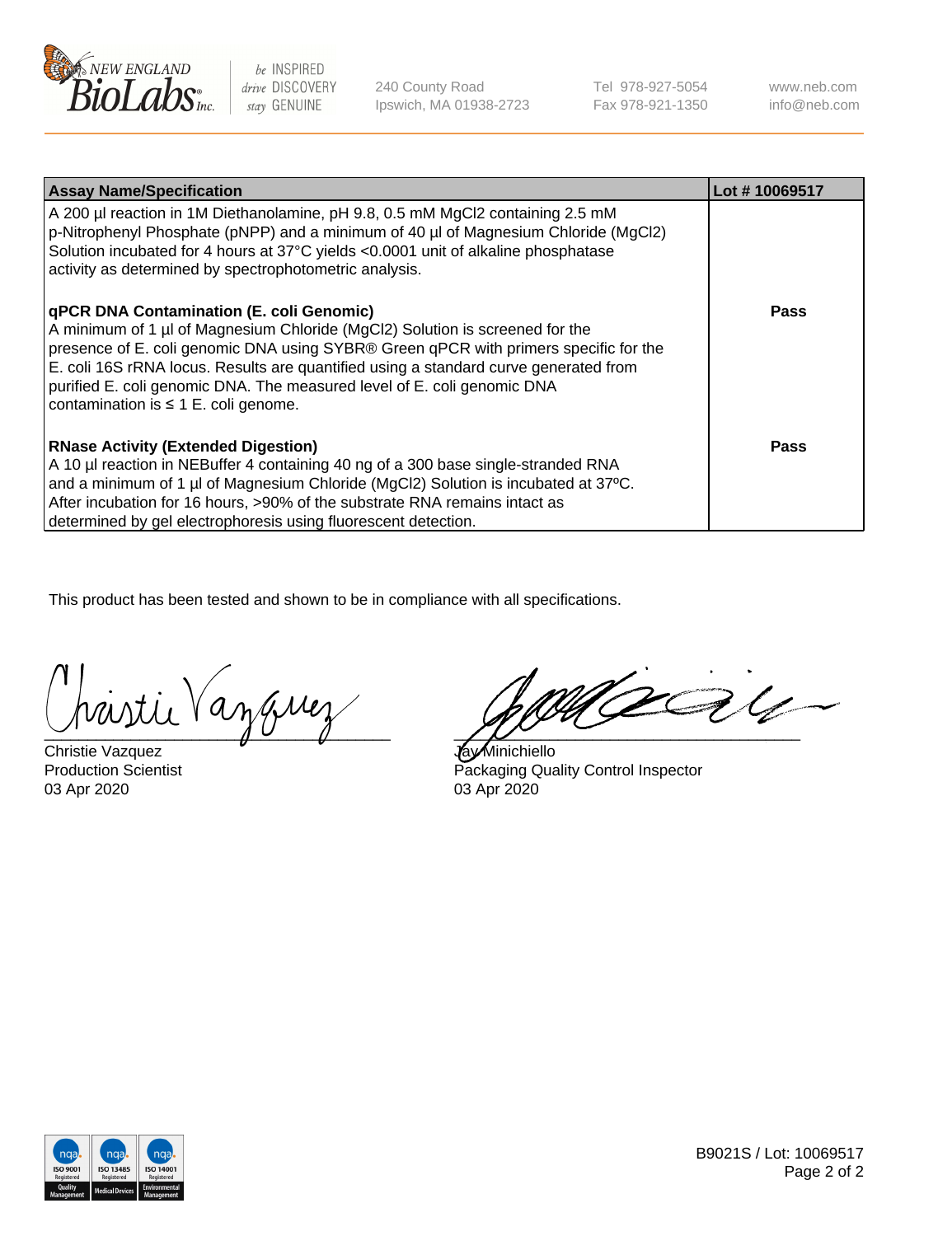| Assay Name/Specification | Lot # 10069517 |
| --- | --- |
| A 200 µl reaction in 1M Diethanolamine, pH 9.8, 0.5 mM $MgCl_2$ containing 2.5 mM p-Nitrophenyl Phosphate (pNPP) and a minimum of 40 µl of Magnesium Chloride ($MgCl_2$) Solution incubated for 4 hours at 37°C yields <0.0001 unit of alkaline phosphatase activity as determined by spectrophotometric analysis. | |
| **qPCR DNA Contamination (E. coli Genomic)** A minimum of 1 µl of Magnesium Chloride ($MgCl_2$) Solution is screened for the presence of E. coli genomic DNA using SYBR® Green qPCR with primers specific for the E. coli 16S rRNA locus. Results are quantified using a standard curve generated from purified E. coli genomic DNA. The measured level of E. coli genomic DNA contamination is ≤ 1 E. coli genome. | **Pass** |
| **RNase Activity (Extended Digestion)** A 10 µl reaction in NEBuffer 4 containing 40 ng of a 300 base single-stranded RNA and a minimum of 1 µl of Magnesium Chloride ($MgCl_2$) Solution is incubated at 37ºC. After incubation for 16 hours, >90% of the substrate RNA remains intact as determined by gel electrophoresis using fluorescent detection. | **Pass** |

This product has been tested and shown to be in compliance with all specifications.

Christie Vazquez
Production Scientist
03 Apr 2020

Jay Minichiello
Packaging Quality Control Inspector
03 Apr 2020

B9021S / Lot: 10069517